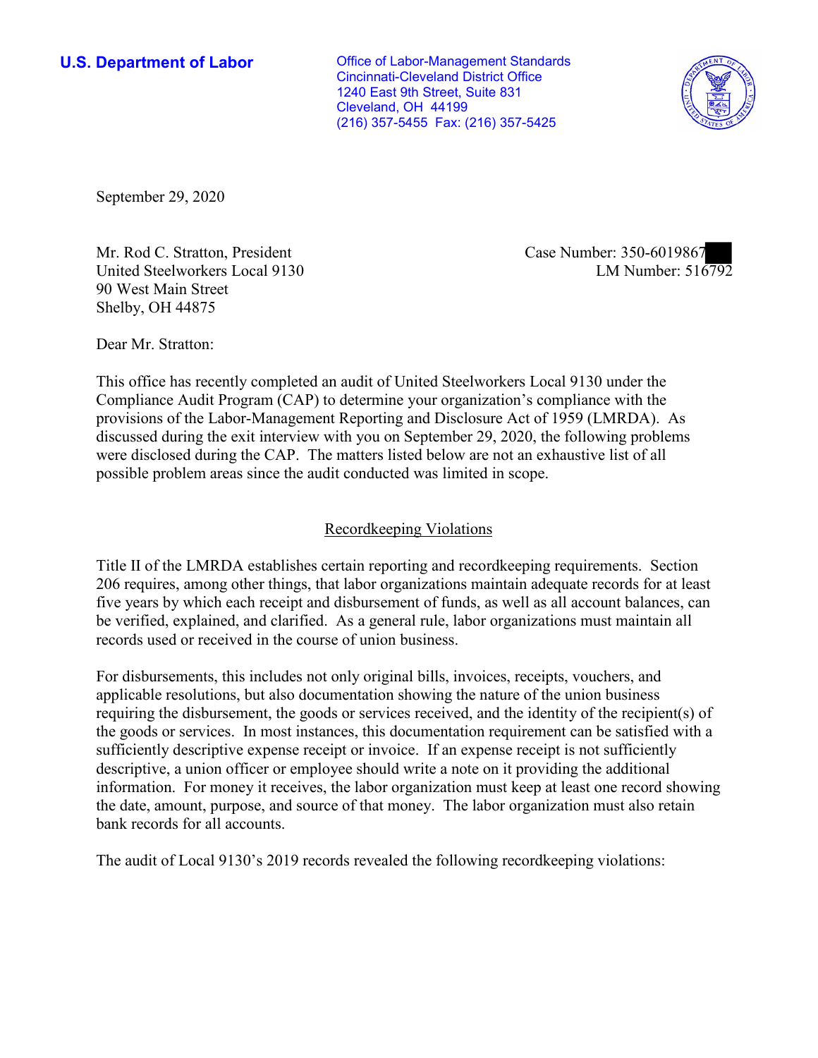**U.S. Department of Labor**

Office of Labor-Management Standards
Cincinnati-Cleveland District Office
1240 East 9th Street, Suite 831
Cleveland, OH 44199
(216) 357-5455 Fax: (216) 357-5425

September 29, 2020

Mr. Rod C. Stratton, President
United Steelworkers Local 9130
90 West Main Street
Shelby, OH 44875

Case Number: 350-6019867
LM Number: 516792

Dear Mr. Stratton:

This office has recently completed an audit of United Steelworkers Local 9130 under the Compliance Audit Program (CAP) to determine your organization's compliance with the provisions of the Labor-Management Reporting and Disclosure Act of 1959 (LMRDA). As discussed during the exit interview with you on September 29, 2020, the following problems were disclosed during the CAP. The matters listed below are not an exhaustive list of all possible problem areas since the audit conducted was limited in scope.

## Recordkeeping Violations

Title II of the LMRDA establishes certain reporting and recordkeeping requirements. Section 206 requires, among other things, that labor organizations maintain adequate records for at least five years by which each receipt and disbursement of funds, as well as all account balances, can be verified, explained, and clarified. As a general rule, labor organizations must maintain all records used or received in the course of union business.

For disbursements, this includes not only original bills, invoices, receipts, vouchers, and applicable resolutions, but also documentation showing the nature of the union business requiring the disbursement, the goods or services received, and the identity of the recipient(s) of the goods or services. In most instances, this documentation requirement can be satisfied with a sufficiently descriptive expense receipt or invoice. If an expense receipt is not sufficiently descriptive, a union officer or employee should write a note on it providing the additional information. For money it receives, the labor organization must keep at least one record showing the date, amount, purpose, and source of that money. The labor organization must also retain bank records for all accounts.

The audit of Local 9130's 2019 records revealed the following recordkeeping violations: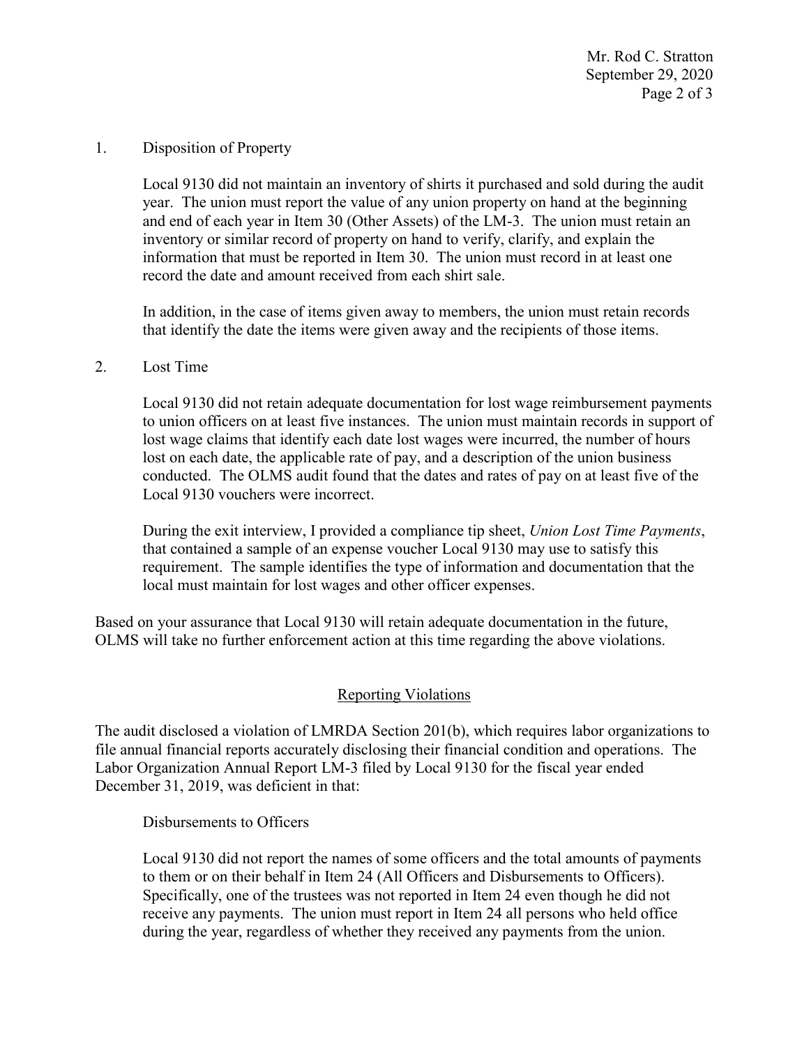1. Disposition of Property

   Local 9130 did not maintain an inventory of shirts it purchased and sold during the audit year. The union must report the value of any union property on hand at the beginning and end of each year in Item 30 (Other Assets) of the LM-3. The union must retain an inventory or similar record of property on hand to verify, clarify, and explain the information that must be reported in Item 30. The union must record in at least one record the date and amount received from each shirt sale.

   In addition, in the case of items given away to members, the union must retain records that identify the date the items were given away and the recipients of those items.

2. Lost Time

   Local 9130 did not retain adequate documentation for lost wage reimbursement payments to union officers on at least five instances. The union must maintain records in support of lost wage claims that identify each date lost wages were incurred, the number of hours lost on each date, the applicable rate of pay, and a description of the union business conducted. The OLMS audit found that the dates and rates of pay on at least five of the Local 9130 vouchers were incorrect.

   During the exit interview, I provided a compliance tip sheet, *Union Lost Time Payments*, that contained a sample of an expense voucher Local 9130 may use to satisfy this requirement. The sample identifies the type of information and documentation that the local must maintain for lost wages and other officer expenses.

Based on your assurance that Local 9130 will retain adequate documentation in the future, OLMS will take no further enforcement action at this time regarding the above violations.

## Reporting Violations

The audit disclosed a violation of LMRDA Section 201(b), which requires labor organizations to file annual financial reports accurately disclosing their financial condition and operations. The Labor Organization Annual Report LM-3 filed by Local 9130 for the fiscal year ended December 31, 2019, was deficient in that:

Disbursements to Officers

Local 9130 did not report the names of some officers and the total amounts of payments to them or on their behalf in Item 24 (All Officers and Disbursements to Officers). Specifically, one of the trustees was not reported in Item 24 even though he did not receive any payments. The union must report in Item 24 all persons who held office during the year, regardless of whether they received any payments from the union.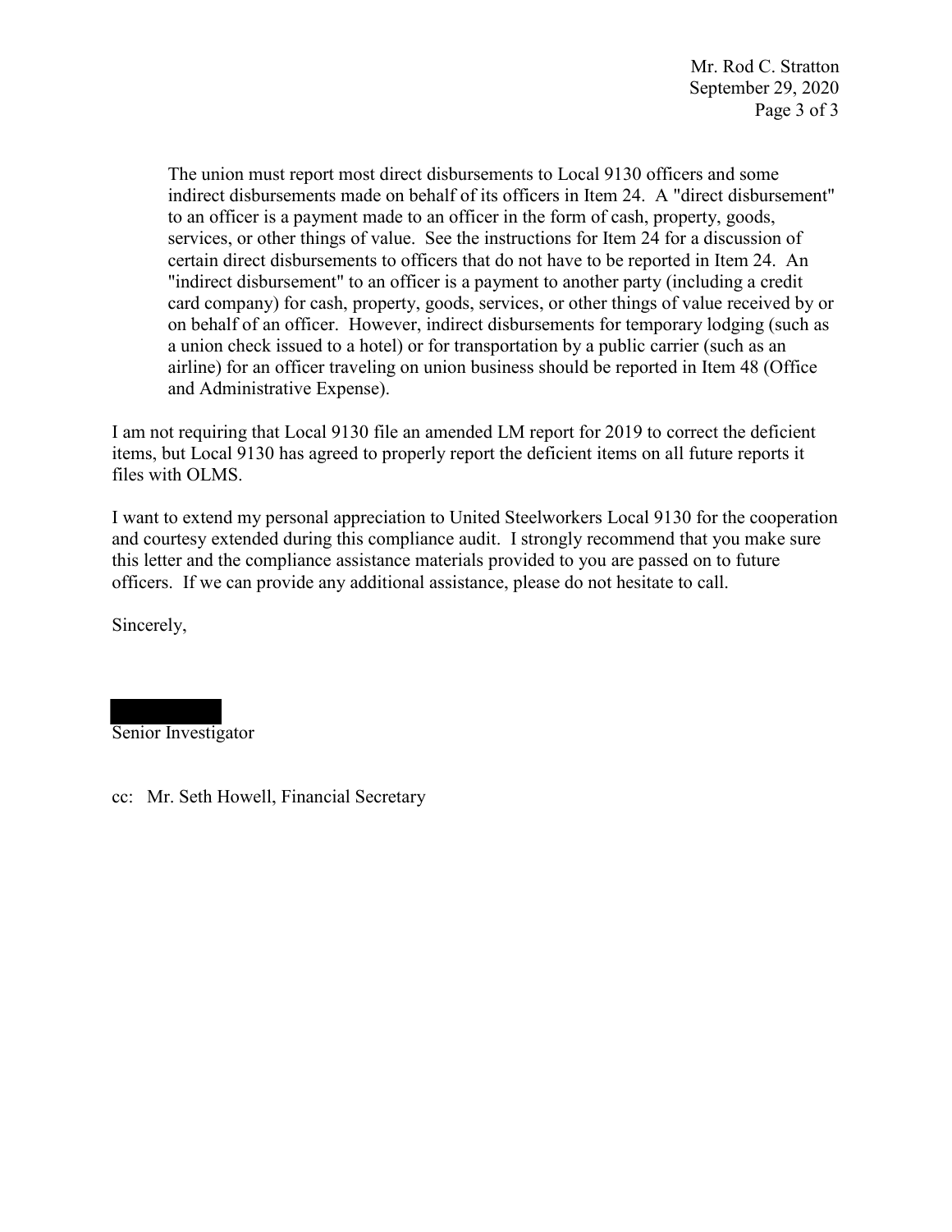The union must report most direct disbursements to Local 9130 officers and some indirect disbursements made on behalf of its officers in Item 24. A "direct disbursement" to an officer is a payment made to an officer in the form of cash, property, goods, services, or other things of value. See the instructions for Item 24 for a discussion of certain direct disbursements to officers that do not have to be reported in Item 24. An "indirect disbursement" to an officer is a payment to another party (including a credit card company) for cash, property, goods, services, or other things of value received by or on behalf of an officer. However, indirect disbursements for temporary lodging (such as a union check issued to a hotel) or for transportation by a public carrier (such as an airline) for an officer traveling on union business should be reported in Item 48 (Office and Administrative Expense).

I am not requiring that Local 9130 file an amended LM report for 2019 to correct the deficient items, but Local 9130 has agreed to properly report the deficient items on all future reports it files with OLMS.

I want to extend my personal appreciation to United Steelworkers Local 9130 for the cooperation and courtesy extended during this compliance audit. I strongly recommend that you make sure this letter and the compliance assistance materials provided to you are passed on to future officers. If we can provide any additional assistance, please do not hesitate to call.

Sincerely,

Senior Investigator

cc: Mr. Seth Howell, Financial Secretary